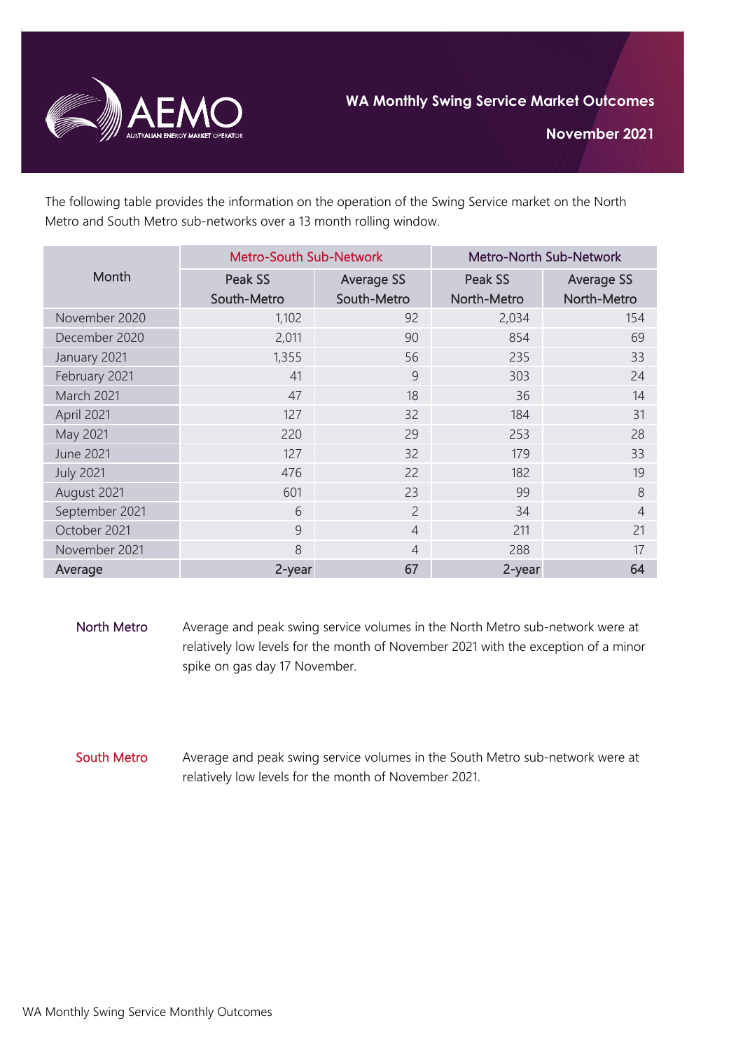# WA Monthly Swing Service Market Outcomes

## November 2021

The following table provides the information on the operation of the Swing Service market on the North Metro and South Metro sub-networks over a 13 month rolling window.

| Month | Metro-South Sub-Network | | Metro-North Sub-Network | |
|---|---|---|---|---|
| | Peak SS South-Metro | Average SS South-Metro | Peak SS North-Metro | Average SS North-Metro |
| November 2020 | 1,102 | 92 | 2,034 | 154 |
| December 2020 | 2,011 | 90 | 854 | 69 |
| January 2021 | 1,355 | 56 | 235 | 33 |
| February 2021 | 41 | 9 | 303 | 24 |
| March 2021 | 47 | 18 | 36 | 14 |
| April 2021 | 127 | 32 | 184 | 31 |
| May 2021 | 220 | 29 | 253 | 28 |
| June 2021 | 127 | 32 | 179 | 33 |
| July 2021 | 476 | 22 | 182 | 19 |
| August 2021 | 601 | 23 | 99 | 8 |
| September 2021 | 6 | 2 | 34 | 4 |
| October 2021 | 9 | 4 | 211 | 21 |
| November 2021 | 8 | 4 | 288 | 17 |
| **Average** | **2-year** | **67** | **2-year** | **64** |

**North Metro** Average and peak swing service volumes in the North Metro sub-network were at relatively low levels for the month of November 2021 with the exception of a minor spike on gas day 17 November.

**South Metro** Average and peak swing service volumes in the South Metro sub-network were at relatively low levels for the month of November 2021.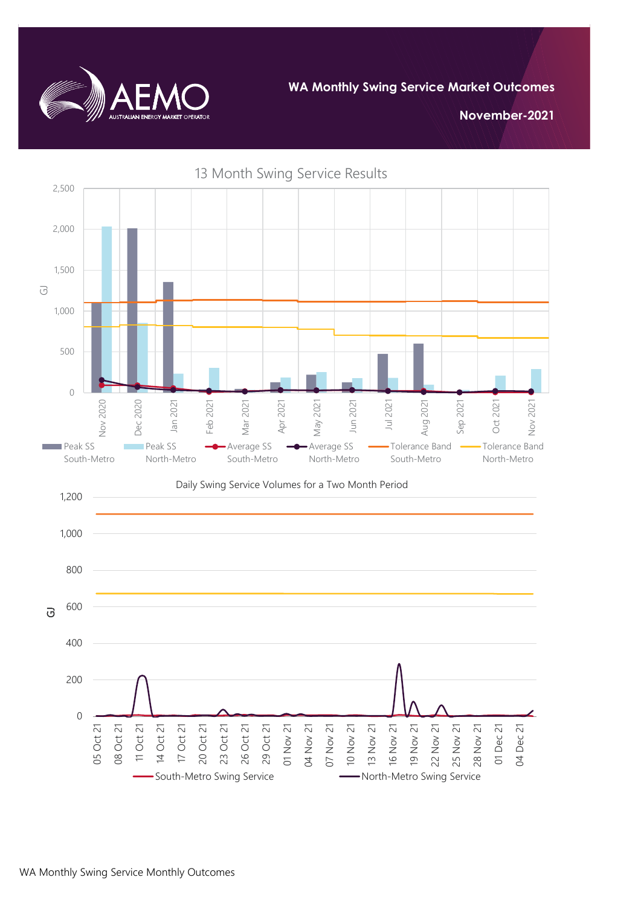# WA Monthly Swing Service Market Outcomes

**November-2021**

13 Month Swing Service Results

GJ

2,500
2,000
1,500
1,000
500
0

Nov 2020, Dec 2020, Jan 2021, Feb 2021, Mar 2021, Apr 2021, May 2021, Jun 2021, Jul 2021, Aug 2021, Sep 2021, Oct 2021, Nov 2021

Peak SS South-Metro | Peak SS North-Metro | Average SS South-Metro | Average SS North-Metro | Tolerance Band South-Metro | Tolerance Band North-Metro

Daily Swing Service Volumes for a Two Month Period

GJ

1,200
1,000
800
600
400
200
0

05 Oct 21, 08 Oct 21, 11 Oct 21, 14 Oct 21, 17 Oct 21, 20 Oct 21, 23 Oct 21, 26 Oct 21, 29 Oct 21, 01 Nov 21, 04 Nov 21, 07 Nov 21, 10 Nov 21, 13 Nov 21, 16 Nov 21, 19 Nov 21, 22 Nov 21, 25 Nov 21, 28 Nov 21, 01 Dec 21, 04 Dec 21

South-Metro Swing Service | North-Metro Swing Service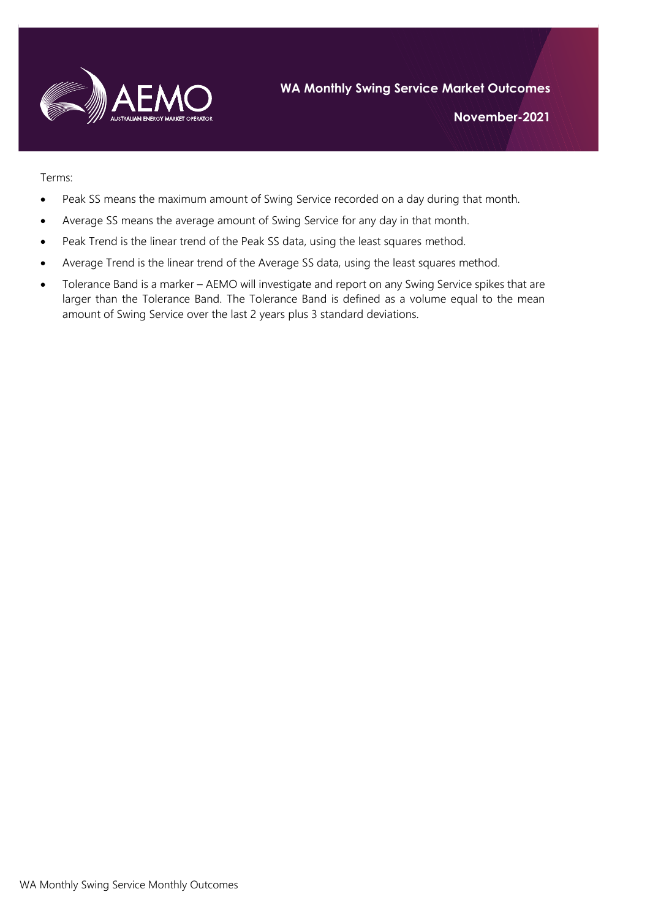**WA Monthly Swing Service Market Outcomes**

**November-2021**

Terms:

- Peak SS means the maximum amount of Swing Service recorded on a day during that month.
- Average SS means the average amount of Swing Service for any day in that month.
- Peak Trend is the linear trend of the Peak SS data, using the least squares method.
- Average Trend is the linear trend of the Average SS data, using the least squares method.
- Tolerance Band is a marker – AEMO will investigate and report on any Swing Service spikes that are larger than the Tolerance Band. The Tolerance Band is defined as a volume equal to the mean amount of Swing Service over the last 2 years plus 3 standard deviations.